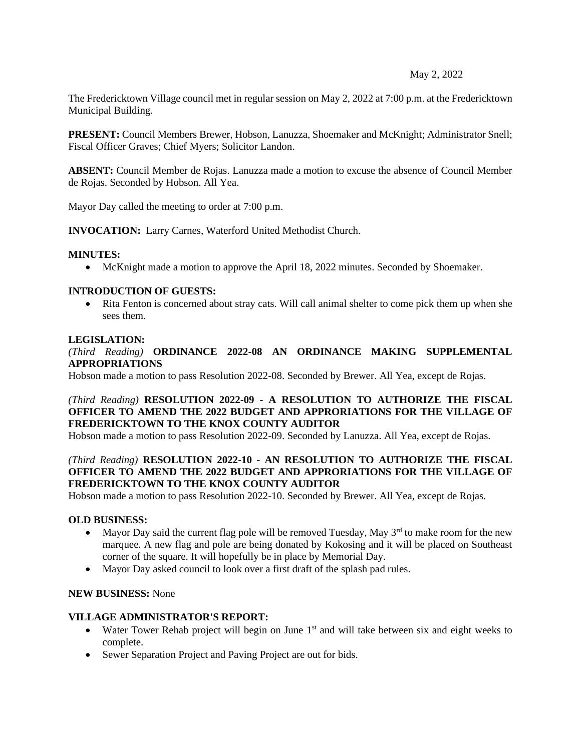May 2, 2022

The Fredericktown Village council met in regular session on May 2, 2022 at 7:00 p.m. at the Fredericktown Municipal Building.

**PRESENT:** Council Members Brewer, Hobson, Lanuzza, Shoemaker and McKnight; Administrator Snell; Fiscal Officer Graves; Chief Myers; Solicitor Landon.

**ABSENT:** Council Member de Rojas. Lanuzza made a motion to excuse the absence of Council Member de Rojas. Seconded by Hobson. All Yea.

Mayor Day called the meeting to order at 7:00 p.m.

**INVOCATION:** Larry Carnes, Waterford United Methodist Church.

**MINUTES:**

- McKnight made a motion to approve the April 18, 2022 minutes. Seconded by Shoemaker.

**INTRODUCTION OF GUESTS:**

- Rita Fenton is concerned about stray cats. Will call animal shelter to come pick them up when she sees them.

**LEGISLATION:**

*(Third Reading)* **ORDINANCE 2022-08 AN ORDINANCE MAKING SUPPLEMENTAL APPROPRIATIONS**

Hobson made a motion to pass Resolution 2022-08. Seconded by Brewer. All Yea, except de Rojas.

*(Third Reading)* **RESOLUTION 2022-09 - A RESOLUTION TO AUTHORIZE THE FISCAL OFFICER TO AMEND THE 2022 BUDGET AND APPRORIATIONS FOR THE VILLAGE OF FREDERICKTOWN TO THE KNOX COUNTY AUDITOR**

Hobson made a motion to pass Resolution 2022-09. Seconded by Lanuzza. All Yea, except de Rojas.

*(Third Reading)* **RESOLUTION 2022-10 - AN RESOLUTION TO AUTHORIZE THE FISCAL OFFICER TO AMEND THE 2022 BUDGET AND APPRORIATIONS FOR THE VILLAGE OF FREDERICKTOWN TO THE KNOX COUNTY AUDITOR**

Hobson made a motion to pass Resolution 2022-10. Seconded by Brewer. All Yea, except de Rojas.

**OLD BUSINESS:**

- Mayor Day said the current flag pole will be removed Tuesday, May 3rd to make room for the new marquee. A new flag and pole are being donated by Kokosing and it will be placed on Southeast corner of the square. It will hopefully be in place by Memorial Day.
- Mayor Day asked council to look over a first draft of the splash pad rules.

**NEW BUSINESS:** None

**VILLAGE ADMINISTRATOR'S REPORT:**

- Water Tower Rehab project will begin on June 1st and will take between six and eight weeks to complete.
- Sewer Separation Project and Paving Project are out for bids.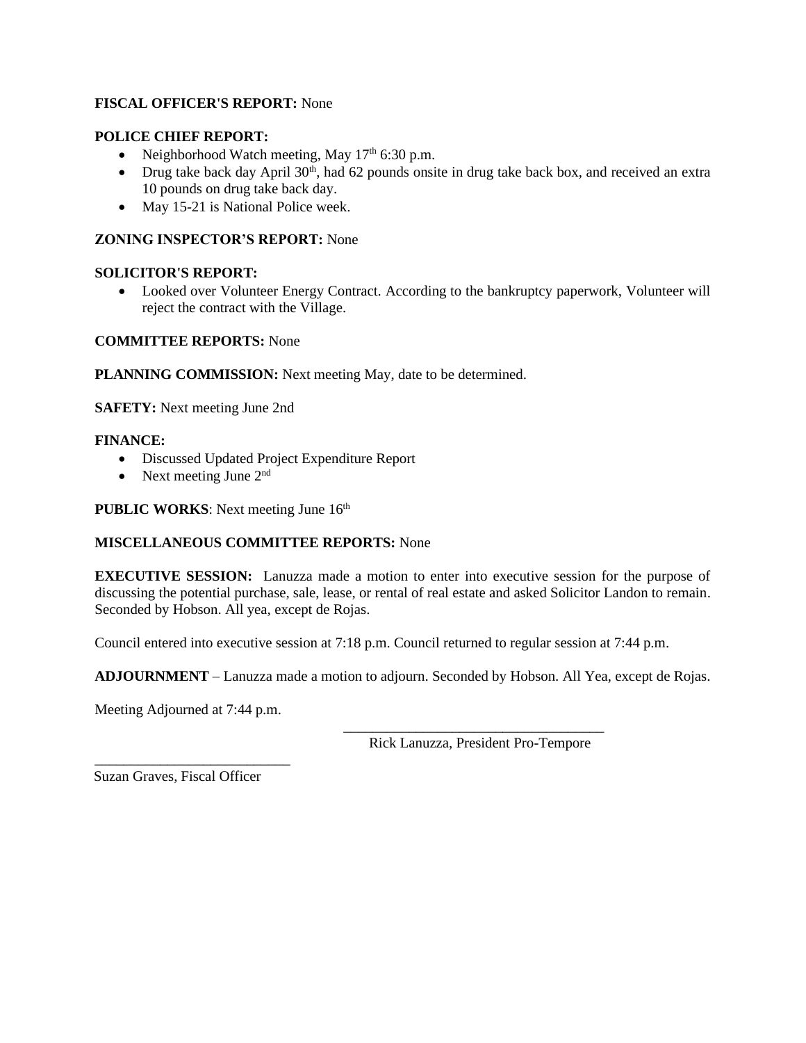**FISCAL OFFICER'S REPORT:** None

**POLICE CHIEF REPORT:**

- Neighborhood Watch meeting, May 17th 6:30 p.m.
- Drug take back day April 30th, had 62 pounds onsite in drug take back box, and received an extra 10 pounds on drug take back day.
- May 15-21 is National Police week.

**ZONING INSPECTOR'S REPORT:** None

**SOLICITOR'S REPORT:**

- Looked over Volunteer Energy Contract. According to the bankruptcy paperwork, Volunteer will reject the contract with the Village.

**COMMITTEE REPORTS:** None

**PLANNING COMMISSION:** Next meeting May, date to be determined.

**SAFETY:** Next meeting June 2nd

**FINANCE:**

- Discussed Updated Project Expenditure Report
- Next meeting June 2nd

**PUBLIC WORKS**: Next meeting June 16th

**MISCELLANEOUS COMMITTEE REPORTS:** None

**EXECUTIVE SESSION:** Lanuzza made a motion to enter into executive session for the purpose of discussing the potential purchase, sale, lease, or rental of real estate and asked Solicitor Landon to remain. Seconded by Hobson. All yea, except de Rojas.

Council entered into executive session at 7:18 p.m. Council returned to regular session at 7:44 p.m.

**ADJOURNMENT** – Lanuzza made a motion to adjourn. Seconded by Hobson. All Yea, except de Rojas.

Meeting Adjourned at 7:44 p.m.

\_\_\_\_\_\_\_\_\_\_\_\_\_\_\_\_\_\_\_\_\_\_\_\_\_\_\_\_\_\_\_\_\_\_\_\_

Rick Lanuzza, President Pro-Tempore

\_\_\_\_\_\_\_\_\_\_\_\_\_\_\_\_\_\_\_\_\_\_\_\_\_\_\_\_

Suzan Graves, Fiscal Officer